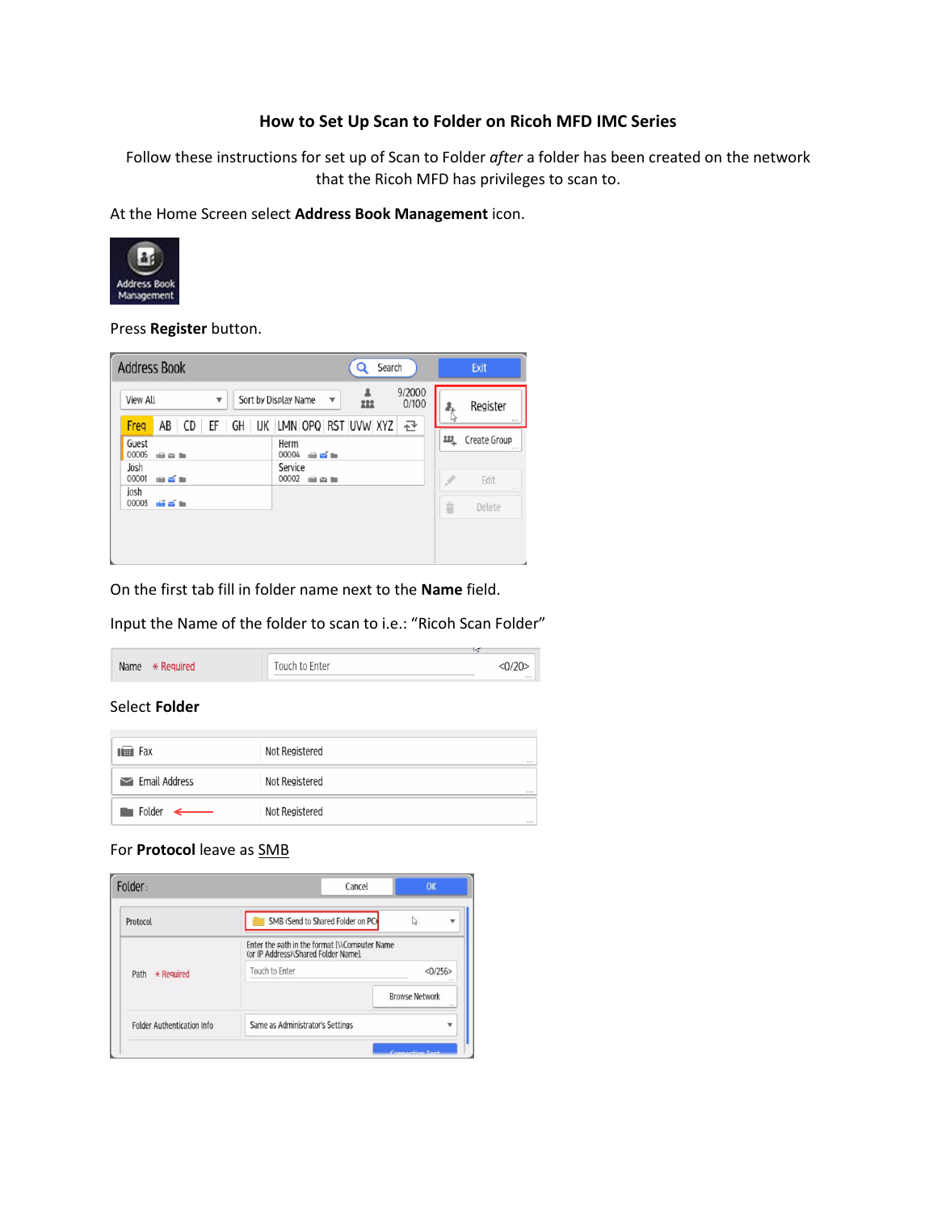# How to Set Up Scan to Folder on Ricoh MFD IMC Series

Follow these instructions for set up of Scan to Folder *after* a folder has been created on the network that the Ricoh MFD has privileges to scan to.

At the Home Screen select **Address Book Management** icon.

Press **Register** button.

On the first tab fill in folder name next to the **Name** field.

Input the Name of the folder to scan to i.e.: "Ricoh Scan Folder"

Select **Folder**

For **Protocol** leave as SMB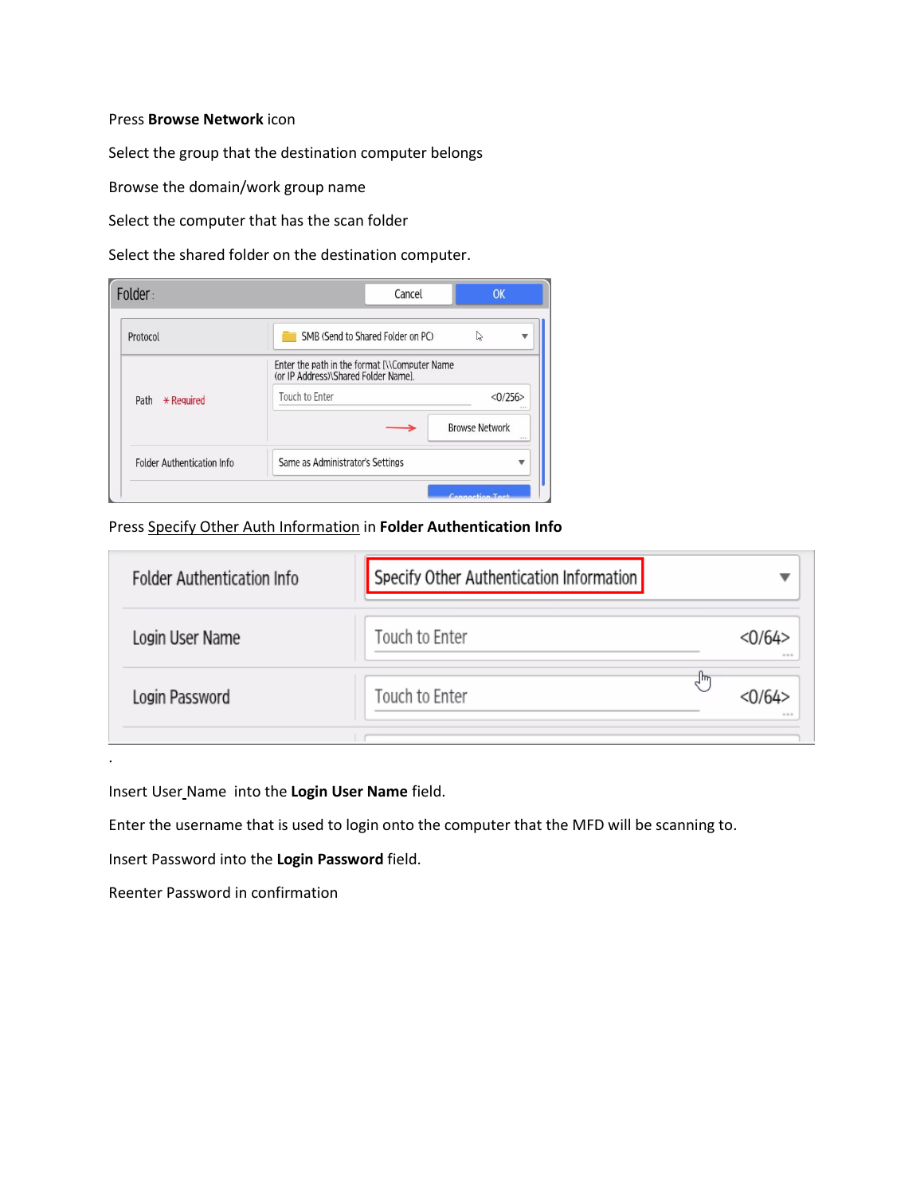Press **Browse Network** icon

Select the group that the destination computer belongs

Browse the domain/work group name

Select the computer that has the scan folder

Select the shared folder on the destination computer.

Press Specify Other Auth Information in **Folder Authentication Info**

.

Insert User_Name into the **Login User Name** field.

Enter the username that is used to login onto the computer that the MFD will be scanning to.

Insert Password into the **Login Password** field.

Reenter Password in confirmation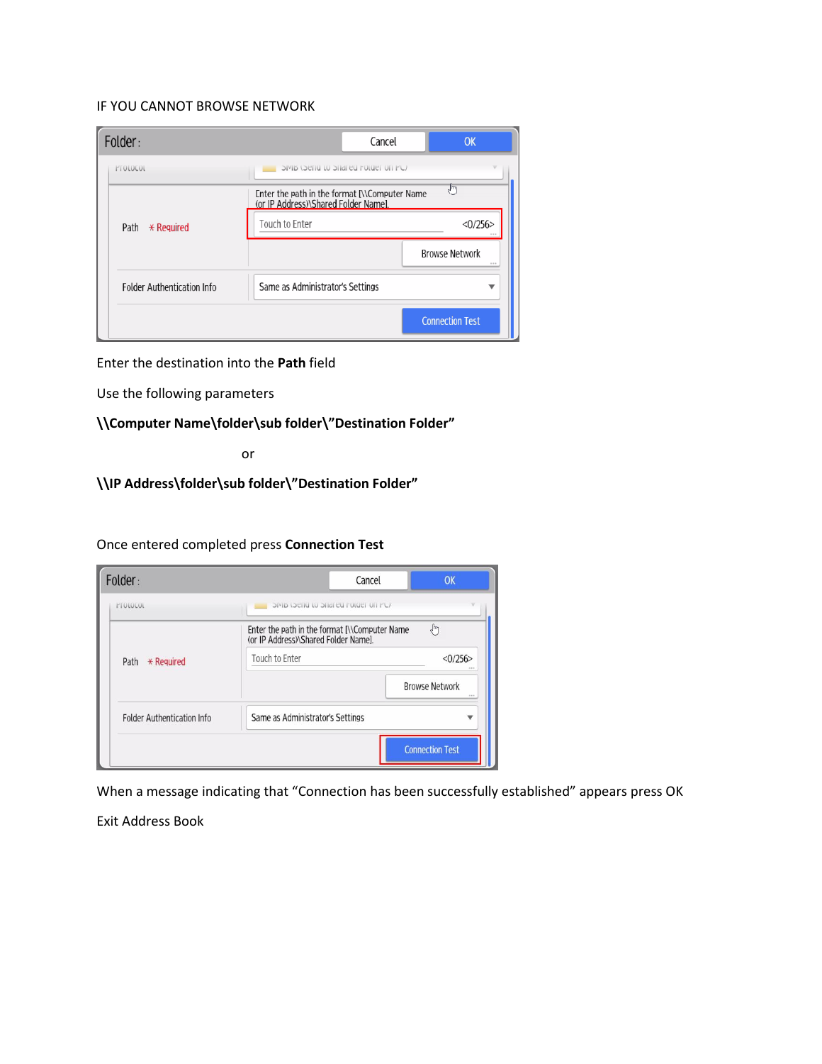IF YOU CANNOT BROWSE NETWORK

Enter the destination into the **Path** field

Use the following parameters

**\\Computer Name\folder\sub folder\"Destination Folder"**

or

**\\IP Address\folder\sub folder\"Destination Folder"**

Once entered completed press **Connection Test**

When a message indicating that "Connection has been successfully established" appears press OK

Exit Address Book